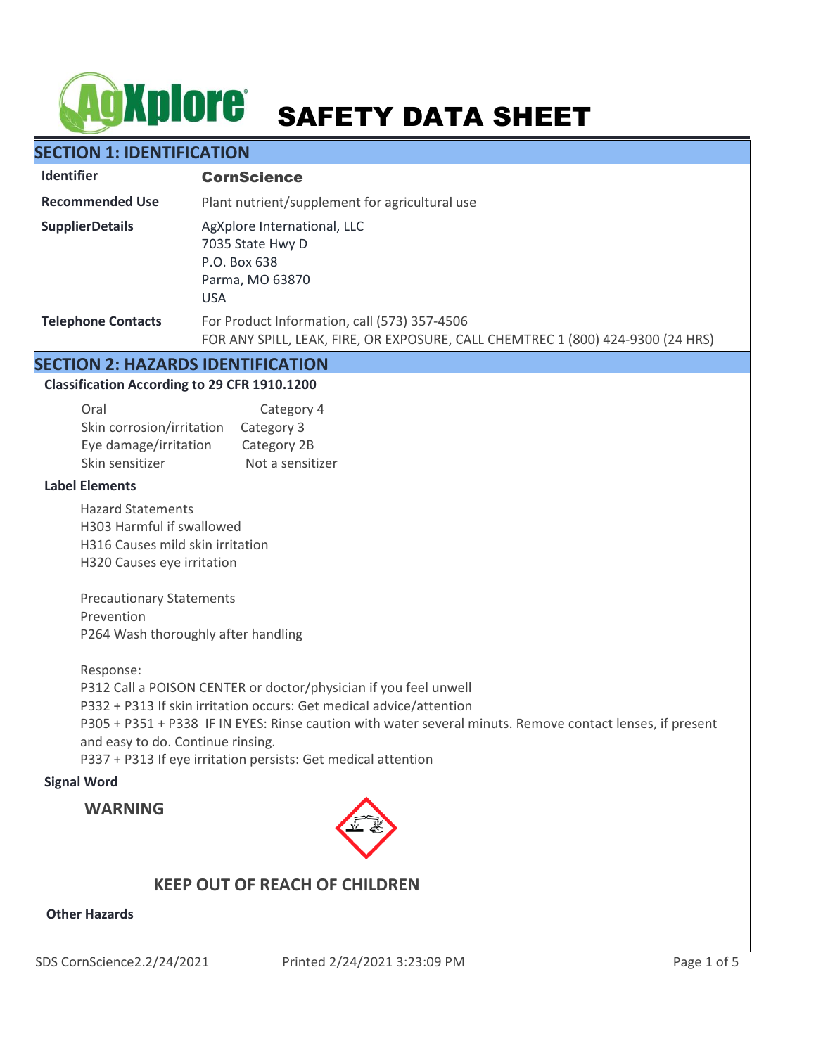# AgXplore SAFETY DATA SHEET

## SECTION 1: IDENTIFICATION

| | |
|---|---|
| **Identifier** | **CornScience** |
| **Recommended Use** | Plant nutrient/supplement for agricultural use |
| **SupplierDetails** | AgXplore International, LLC<br>7035 State Hwy D<br>P.O. Box 638<br>Parma, MO 63870<br>USA |
| **Telephone Contacts** | For Product Information, call (573) 357-4506<br>FOR ANY SPILL, LEAK, FIRE, OR EXPOSURE, CALL CHEMTREC 1 (800) 424-9300 (24 HRS) |

## SECTION 2: HAZARDS IDENTIFICATION

### Classification According to 29 CFR 1910.1200

| | |
|---|---|
| Oral | Category 4 |
| Skin corrosion/irritation | Category 3 |
| Eye damage/irritation | Category 2B |
| Skin sensitizer | Not a sensitizer |

### Label Elements

Hazard Statements
H303 Harmful if swallowed
H316 Causes mild skin irritation
H320 Causes eye irritation

Precautionary Statements
Prevention
P264 Wash thoroughly after handling

Response:
P312 Call a POISON CENTER or doctor/physician if you feel unwell
P332 + P313 If skin irritation occurs: Get medical advice/attention
P305 + P351 + P338 IF IN EYES: Rinse caution with water several minuts. Remove contact lenses, if present and easy to do. Continue rinsing.
P337 + P313 If eye irritation persists: Get medical attention

### Signal Word

**WARNING**

**KEEP OUT OF REACH OF CHILDREN**

### Other Hazards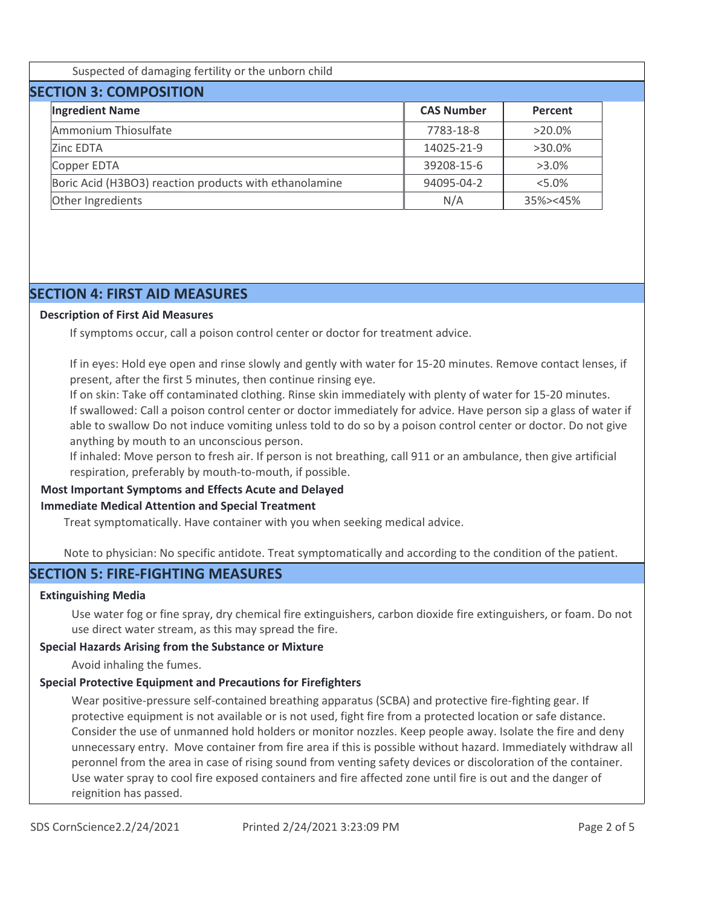Suspected of damaging fertility or the unborn child

## SECTION 3: COMPOSITION

| Ingredient Name | CAS Number | Percent |
|---|---|---|
| Ammonium Thiosulfate | 7783-18-8 | >20.0% |
| Zinc EDTA | 14025-21-9 | >30.0% |
| Copper EDTA | 39208-15-6 | >3.0% |
| Boric Acid (H3BO3) reaction products with ethanolamine | 94095-04-2 | <5.0% |
| Other Ingredients | N/A | 35%><45% |

## SECTION 4: FIRST AID MEASURES

**Description of First Aid Measures**

If symptoms occur, call a poison control center or doctor for treatment advice.

If in eyes: Hold eye open and rinse slowly and gently with water for 15-20 minutes. Remove contact lenses, if present, after the first 5 minutes, then continue rinsing eye.
If on skin: Take off contaminated clothing. Rinse skin immediately with plenty of water for 15-20 minutes.
If swallowed: Call a poison control center or doctor immediately for advice. Have person sip a glass of water if able to swallow Do not induce vomiting unless told to do so by a poison control center or doctor. Do not give anything by mouth to an unconscious person.
If inhaled: Move person to fresh air. If person is not breathing, call 911 or an ambulance, then give artificial respiration, preferably by mouth-to-mouth, if possible.

**Most Important Symptoms and Effects Acute and Delayed**

**Immediate Medical Attention and Special Treatment**

Treat symptomatically. Have container with you when seeking medical advice.

Note to physician: No specific antidote. Treat symptomatically and according to the condition of the patient.

## SECTION 5: FIRE-FIGHTING MEASURES

**Extinguishing Media**

Use water fog or fine spray, dry chemical fire extinguishers, carbon dioxide fire extinguishers, or foam. Do not use direct water stream, as this may spread the fire.

**Special Hazards Arising from the Substance or Mixture**

Avoid inhaling the fumes.

**Special Protective Equipment and Precautions for Firefighters**

Wear positive-pressure self-contained breathing apparatus (SCBA) and protective fire-fighting gear. If protective equipment is not available or is not used, fight fire from a protected location or safe distance. Consider the use of unmanned hold holders or monitor nozzles. Keep people away. Isolate the fire and deny unnecessary entry. Move container from fire area if this is possible without hazard. Immediately withdraw all peronnel from the area in case of rising sound from venting safety devices or discoloration of the container. Use water spray to cool fire exposed containers and fire affected zone until fire is out and the danger of reignition has passed.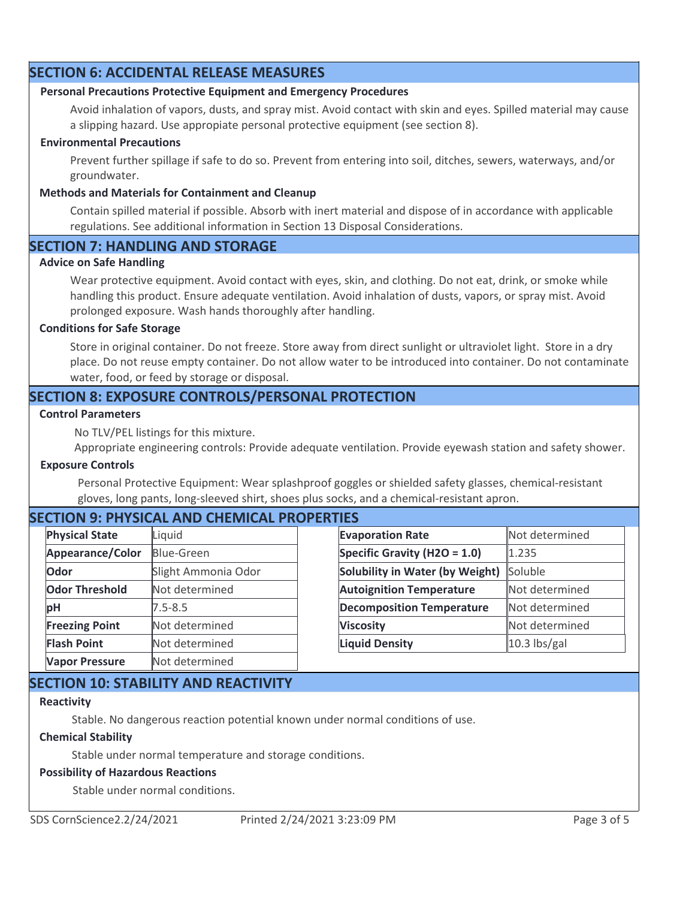## SECTION 6: ACCIDENTAL RELEASE MEASURES

### Personal Precautions Protective Equipment and Emergency Procedures

Avoid inhalation of vapors, dusts, and spray mist. Avoid contact with skin and eyes. Spilled material may cause a slipping hazard. Use appropiate personal protective equipment (see section 8).

### Environmental Precautions

Prevent further spillage if safe to do so. Prevent from entering into soil, ditches, sewers, waterways, and/or groundwater.

### Methods and Materials for Containment and Cleanup

Contain spilled material if possible. Absorb with inert material and dispose of in accordance with applicable regulations. See additional information in Section 13 Disposal Considerations.

## SECTION 7: HANDLING AND STORAGE

### Advice on Safe Handling

Wear protective equipment. Avoid contact with eyes, skin, and clothing. Do not eat, drink, or smoke while handling this product. Ensure adequate ventilation. Avoid inhalation of dusts, vapors, or spray mist. Avoid prolonged exposure. Wash hands thoroughly after handling.

### Conditions for Safe Storage

Store in original container. Do not freeze. Store away from direct sunlight or ultraviolet light. Store in a dry place. Do not reuse empty container. Do not allow water to be introduced into container. Do not contaminate water, food, or feed by storage or disposal.

## SECTION 8: EXPOSURE CONTROLS/PERSONAL PROTECTION

### Control Parameters

No TLV/PEL listings for this mixture.

Appropriate engineering controls: Provide adequate ventilation. Provide eyewash station and safety shower.

### Exposure Controls

Personal Protective Equipment: Wear splashproof goggles or shielded safety glasses, chemical-resistant gloves, long pants, long-sleeved shirt, shoes plus socks, and a chemical-resistant apron.

## SECTION 9: PHYSICAL AND CHEMICAL PROPERTIES

| **Physical State** | Liquid |
|---|---|
| **Appearance/Color** | Blue-Green |
| **Odor** | Slight Ammonia Odor |
| **Odor Threshold** | Not determined |
| **pH** | 7.5-8.5 |
| **Freezing Point** | Not determined |
| **Flash Point** | Not determined |
| **Vapor Pressure** | Not determined |

| **Evaporation Rate** | Not determined |
|---|---|
| **Specific Gravity ($H_2O$ = 1.0)** | 1.235 |
| **Solubility in Water (by Weight)** | Soluble |
| **Autoignition Temperature** | Not determined |
| **Decomposition Temperature** | Not determined |
| **Viscosity** | Not determined |
| **Liquid Density** | 10.3 lbs/gal |

## SECTION 10: STABILITY AND REACTIVITY

### Reactivity

Stable. No dangerous reaction potential known under normal conditions of use.

### Chemical Stability

Stable under normal temperature and storage conditions.

### Possibility of Hazardous Reactions

Stable under normal conditions.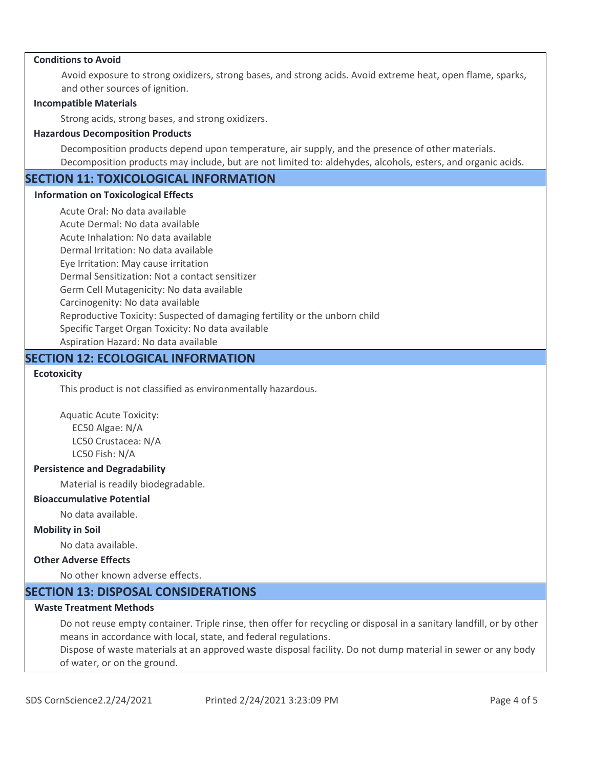### Conditions to Avoid

Avoid exposure to strong oxidizers, strong bases, and strong acids. Avoid extreme heat, open flame, sparks, and other sources of ignition.

### Incompatible Materials

Strong acids, strong bases, and strong oxidizers.

### Hazardous Decomposition Products

Decomposition products depend upon temperature, air supply, and the presence of other materials. Decomposition products may include, but are not limited to: aldehydes, alcohols, esters, and organic acids.

## SECTION 11: TOXICOLOGICAL INFORMATION

### Information on Toxicological Effects

Acute Oral: No data available
Acute Dermal: No data available
Acute Inhalation: No data available
Dermal Irritation: No data available
Eye Irritation: May cause irritation
Dermal Sensitization: Not a contact sensitizer
Germ Cell Mutagenicity: No data available
Carcinogenity: No data available
Reproductive Toxicity: Suspected of damaging fertility or the unborn child
Specific Target Organ Toxicity: No data available
Aspiration Hazard: No data available

## SECTION 12: ECOLOGICAL INFORMATION

### Ecotoxicity

This product is not classified as environmentally hazardous.

Aquatic Acute Toxicity:
- EC50 Algae: N/A
- LC50 Crustacea: N/A
- LC50 Fish: N/A

### Persistence and Degradability

Material is readily biodegradable.

### Bioaccumulative Potential

No data available.

### Mobility in Soil

No data available.

### Other Adverse Effects

No other known adverse effects.

## SECTION 13: DISPOSAL CONSIDERATIONS

### Waste Treatment Methods

Do not reuse empty container. Triple rinse, then offer for recycling or disposal in a sanitary landfill, or by other means in accordance with local, state, and federal regulations.
Dispose of waste materials at an approved waste disposal facility. Do not dump material in sewer or any body of water, or on the ground.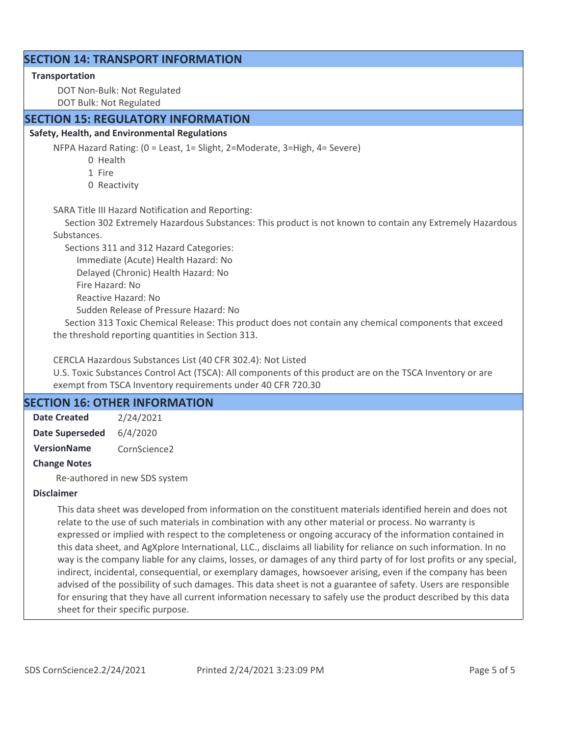## SECTION 14: TRANSPORT INFORMATION

**Transportation**

DOT Non-Bulk: Not Regulated
DOT Bulk: Not Regulated

## SECTION 15: REGULATORY INFORMATION

**Safety, Health, and Environmental Regulations**

NFPA Hazard Rating: (0 = Least, 1= Slight, 2=Moderate, 3=High, 4= Severe)

- 0 Health
- 1 Fire
- 0 Reactivity

SARA Title III Hazard Notification and Reporting:

Section 302 Extremely Hazardous Substances: This product is not known to contain any Extremely Hazardous Substances.

Sections 311 and 312 Hazard Categories:

- Immediate (Acute) Health Hazard: No
- Delayed (Chronic) Health Hazard: No
- Fire Hazard: No
- Reactive Hazard: No
- Sudden Release of Pressure Hazard: No

Section 313 Toxic Chemical Release: This product does not contain any chemical components that exceed the threshold reporting quantities in Section 313.

CERCLA Hazardous Substances List (40 CFR 302.4): Not Listed
U.S. Toxic Substances Control Act (TSCA): All components of this product are on the TSCA Inventory or are exempt from TSCA Inventory requirements under 40 CFR 720.30

## SECTION 16: OTHER INFORMATION

| | |
|---|---|
| **Date Created** | 2/24/2021 |
| **Date Superseded** | 6/4/2020 |
| **VersionName** | CornScience2 |

**Change Notes**

Re-authored in new SDS system

**Disclaimer**

This data sheet was developed from information on the constituent materials identified herein and does not relate to the use of such materials in combination with any other material or process. No warranty is expressed or implied with respect to the completeness or ongoing accuracy of the information contained in this data sheet, and AgXplore International, LLC., disclaims all liability for reliance on such information. In no way is the company liable for any claims, losses, or damages of any third party of for lost profits or any special, indirect, incidental, consequential, or exemplary damages, howsoever arising, even if the company has been advised of the possibility of such damages. This data sheet is not a guarantee of safety. Users are responsible for ensuring that they have all current information necessary to safely use the product described by this data sheet for their specific purpose.